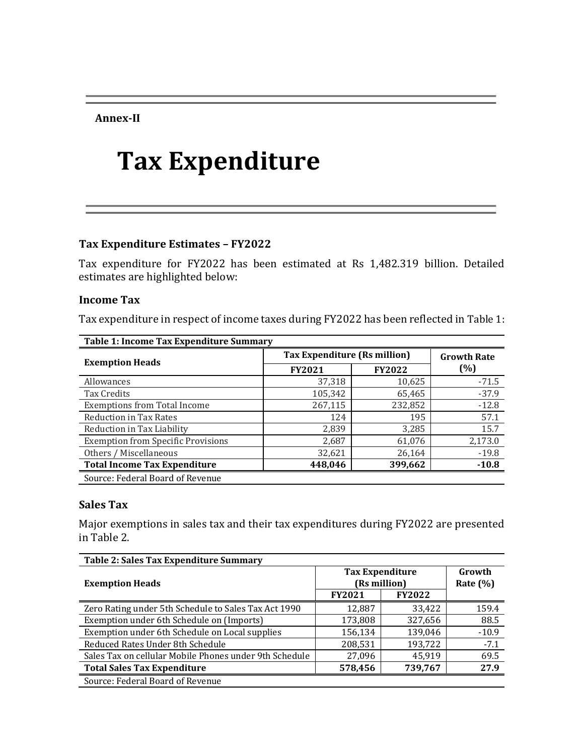**Annex-II**

# Tax Expenditure

### Tax Expenditure Estimates – FY2022

Tax expenditure for FY2022 has been estimated at Rs 1,482.319 billion. Detailed estimates are highlighted below:

### Income Tax

Tax expenditure in respect of income taxes during FY2022 has been reflected in Table 1:

**Table 1: Income Tax Expenditure Summary**

| Exemption Heads | Tax Expenditure (Rs million) | | Growth Rate (%) |
|---|---|---|---|
| | FY2021 | FY2022 | |
| Allowances | 37,318 | 10,625 | -71.5 |
| Tax Credits | 105,342 | 65,465 | -37.9 |
| Exemptions from Total Income | 267,115 | 232,852 | -12.8 |
| Reduction in Tax Rates | 124 | 195 | 57.1 |
| Reduction in Tax Liability | 2,839 | 3,285 | 15.7 |
| Exemption from Specific Provisions | 2,687 | 61,076 | 2,173.0 |
| Others / Miscellaneous | 32,621 | 26,164 | -19.8 |
| **Total Income Tax Expenditure** | **448,046** | **399,662** | **-10.8** |

Source: Federal Board of Revenue

### Sales Tax

Major exemptions in sales tax and their tax expenditures during FY2022 are presented in Table 2.

**Table 2: Sales Tax Expenditure Summary**

| Exemption Heads | Tax Expenditure (Rs million) | | Growth Rate (%) |
|---|---|---|---|
| | FY2021 | FY2022 | |
| Zero Rating under 5th Schedule to Sales Tax Act 1990 | 12,887 | 33,422 | 159.4 |
| Exemption under 6th Schedule on (Imports) | 173,808 | 327,656 | 88.5 |
| Exemption under 6th Schedule on Local supplies | 156,134 | 139,046 | -10.9 |
| Reduced Rates Under 8th Schedule | 208,531 | 193,722 | -7.1 |
| Sales Tax on cellular Mobile Phones under 9th Schedule | 27,096 | 45,919 | 69.5 |
| **Total Sales Tax Expenditure** | **578,456** | **739,767** | **27.9** |

Source: Federal Board of Revenue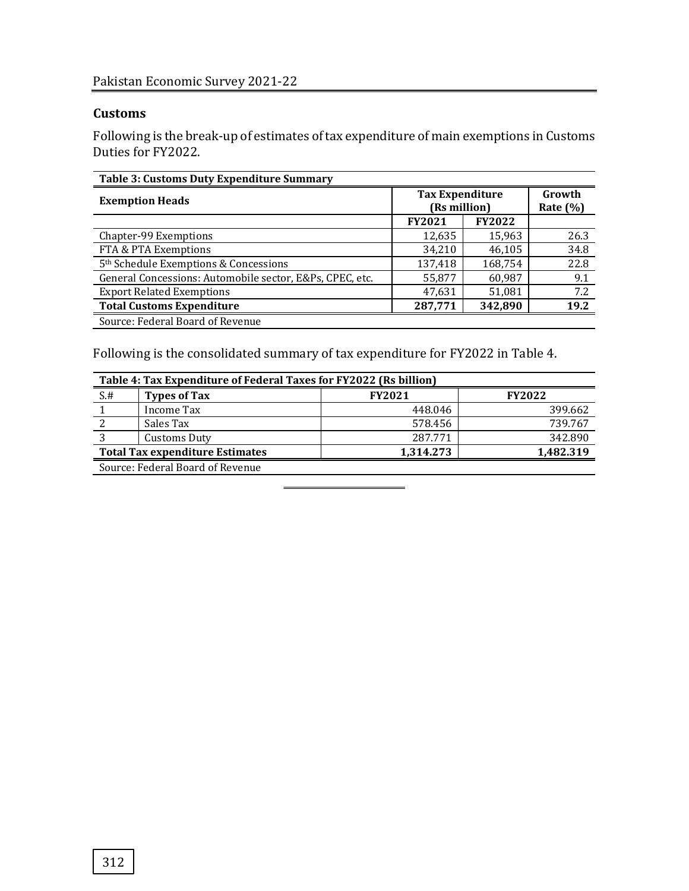## Customs

Following is the break-up of estimates of tax expenditure of main exemptions in Customs Duties for FY2022.

**Table 3: Customs Duty Expenditure Summary**

| Exemption Heads | Tax Expenditure (Rs million) | | Growth Rate (%) |
|---|---|---|---|
| | FY2021 | FY2022 | |
| Chapter-99 Exemptions | 12,635 | 15,963 | 26.3 |
| FTA & PTA Exemptions | 34,210 | 46,105 | 34.8 |
| 5th Schedule Exemptions & Concessions | 137,418 | 168,754 | 22.8 |
| General Concessions: Automobile sector, E&Ps, CPEC, etc. | 55,877 | 60,987 | 9.1 |
| Export Related Exemptions | 47,631 | 51,081 | 7.2 |
| **Total Customs Expenditure** | **287,771** | **342,890** | **19.2** |

Source: Federal Board of Revenue

Following is the consolidated summary of tax expenditure for FY2022 in Table 4.

**Table 4: Tax Expenditure of Federal Taxes for FY2022 (Rs billion)**

| S.# | Types of Tax | FY2021 | FY2022 |
|---|---|---|---|
| 1 | Income Tax | 448.046 | 399.662 |
| 2 | Sales Tax | 578.456 | 739.767 |
| 3 | Customs Duty | 287.771 | 342.890 |
| **Total Tax expenditure Estimates** | | **1,314.273** | **1,482.319** |

Source: Federal Board of Revenue